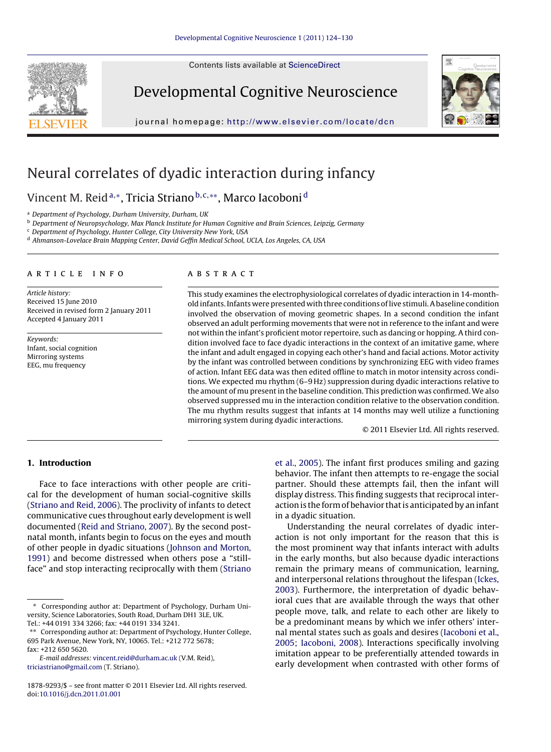Contents lists available at ScienceDirect

# Developmental Cognitive Neuroscience

journal homepage: http://www.elsevier.com/locate/dcn

# Neural correlates of dyadic interaction during infancy

Vincent M. Reid[a,∗], Tricia Striano[b,c,∗∗], Marco Iacoboni[d]

[a] Department of Psychology, Durham University, Durham, UK
[b] Department of Neuropsychology, Max Planck Institute for Human Cognitive and Brain Sciences, Leipzig, Germany
[c] Department of Psychology, Hunter College, City University New York, USA
[d] Ahmanson-Lovelace Brain Mapping Center, David Geffin Medical School, UCLA, Los Angeles, CA, USA

**ARTICLE INFO**

*Article history:*
Received 15 June 2010
Received in revised form 2 January 2011
Accepted 4 January 2011

*Keywords:*
Infant, social cognition
Mirroring systems
EEG, mu frequency

**ABSTRACT**

This study examines the electrophysiological correlates of dyadic interaction in 14-month-old infants. Infants were presented with three conditions of live stimuli. A baseline condition involved the observation of moving geometric shapes. In a second condition the infant observed an adult performing movements that were not in reference to the infant and were not within the infant's proficient motor repertoire, such as dancing or hopping. A third condition involved face to face dyadic interactions in the context of an imitative game, where the infant and adult engaged in copying each other's hand and facial actions. Motor activity by the infant was controlled between conditions by synchronizing EEG with video frames of action. Infant EEG data was then edited offline to match in motor intensity across conditions. We expected mu rhythm (6–9 Hz) suppression during dyadic interactions relative to the amount of mu present in the baseline condition. This prediction was confirmed. We also observed suppressed mu in the interaction condition relative to the observation condition. The mu rhythm results suggest that infants at 14 months may well utilize a functioning mirroring system during dyadic interactions.

© 2011 Elsevier Ltd. All rights reserved.

## 1. Introduction

Face to face interactions with other people are critical for the development of human social-cognitive skills (Striano and Reid, 2006). The proclivity of infants to detect communicative cues throughout early development is well documented (Reid and Striano, 2007). By the second postnatal month, infants begin to focus on the eyes and mouth of other people in dyadic situations (Johnson and Morton, 1991) and become distressed when others pose a "still-face" and stop interacting reciprocally with them (Striano et al., 2005). The infant first produces smiling and gazing behavior. The infant then attempts to re-engage the social partner. Should these attempts fail, then the infant will display distress. This finding suggests that reciprocal interaction is the form of behavior that is anticipated by an infant in a dyadic situation.

Understanding the neural correlates of dyadic interaction is not only important for the reason that this is the most prominent way that infants interact with adults in the early months, but also because dyadic interactions remain the primary means of communication, learning, and interpersonal relations throughout the lifespan (Ickes, 2003). Furthermore, the interpretation of dyadic behavioral cues that are available through the ways that other people move, talk, and relate to each other are likely to be a predominant means by which we infer others' internal mental states such as goals and desires (Iacoboni et al., 2005; Iacoboni, 2008). Interactions specifically involving imitation appear to be preferentially attended towards in early development when contrasted with other forms of

∗ Corresponding author at: Department of Psychology, Durham University, Science Laboratories, South Road, Durham DH1 3LE, UK. Tel.: +44 0191 334 3266; fax: +44 0191 334 3241.
∗∗ Corresponding author at: Department of Psychology, Hunter College, 695 Park Avenue, New York, NY, 10065. Tel.: +212 772 5678; fax: +212 650 5620.
*E-mail addresses:* vincent.reid@durham.ac.uk (V.M. Reid), triciastriano@gmail.com (T. Striano).

1878-9293/$ – see front matter © 2011 Elsevier Ltd. All rights reserved.
doi:10.1016/j.dcn.2011.01.001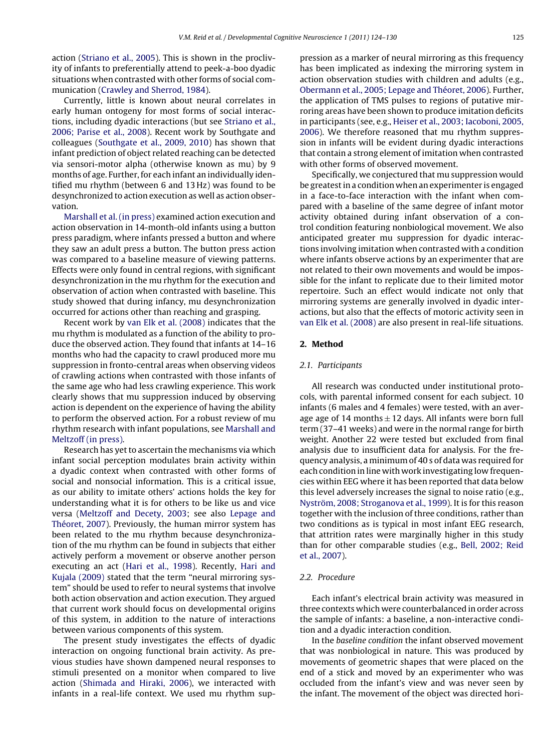action (Striano et al., 2005). This is shown in the proclivity of infants to preferentially attend to peek-a-boo dyadic situations when contrasted with other forms of social communication (Crawley and Sherrod, 1984).

Currently, little is known about neural correlates in early human ontogeny for most forms of social interactions, including dyadic interactions (but see Striano et al., 2006; Parise et al., 2008). Recent work by Southgate and colleagues (Southgate et al., 2009, 2010) has shown that infant prediction of object related reaching can be detected via sensori-motor alpha (otherwise known as mu) by 9 months of age. Further, for each infant an individually identified mu rhythm (between 6 and 13 Hz) was found to be desynchronized to action execution as well as action observation.

Marshall et al. (in press) examined action execution and action observation in 14-month-old infants using a button press paradigm, where infants pressed a button and where they saw an adult press a button. The button press action was compared to a baseline measure of viewing patterns. Effects were only found in central regions, with significant desynchronization in the mu rhythm for the execution and observation of action when contrasted with baseline. This study showed that during infancy, mu desynchronization occurred for actions other than reaching and grasping.

Recent work by van Elk et al. (2008) indicates that the mu rhythm is modulated as a function of the ability to produce the observed action. They found that infants at 14–16 months who had the capacity to crawl produced more mu suppression in fronto-central areas when observing videos of crawling actions when contrasted with those infants of the same age who had less crawling experience. This work clearly shows that mu suppression induced by observing action is dependent on the experience of having the ability to perform the observed action. For a robust review of mu rhythm research with infant populations, see Marshall and Meltzoff (in press).

Research has yet to ascertain the mechanisms via which infant social perception modulates brain activity within a dyadic context when contrasted with other forms of social and nonsocial information. This is a critical issue, as our ability to imitate others' actions holds the key for understanding what it is for others to be like us and vice versa (Meltzoff and Decety, 2003; see also Lepage and Théoret, 2007). Previously, the human mirror system has been related to the mu rhythm because desynchronization of the mu rhythm can be found in subjects that either actively perform a movement or observe another person executing an act (Hari et al., 1998). Recently, Hari and Kujala (2009) stated that the term "neural mirroring system" should be used to refer to neural systems that involve both action observation and action execution. They argued that current work should focus on developmental origins of this system, in addition to the nature of interactions between various components of this system.

The present study investigates the effects of dyadic interaction on ongoing functional brain activity. As previous studies have shown dampened neural responses to stimuli presented on a monitor when compared to live action (Shimada and Hiraki, 2006), we interacted with infants in a real-life context. We used mu rhythm suppression as a marker of neural mirroring as this frequency has been implicated as indexing the mirroring system in action observation studies with children and adults (e.g., Obermann et al., 2005; Lepage and Théoret, 2006). Further, the application of TMS pulses to regions of putative mirroring areas have been shown to produce imitation deficits in participants (see, e.g., Heiser et al., 2003; Iacoboni, 2005, 2006). We therefore reasoned that mu rhythm suppression in infants will be evident during dyadic interactions that contain a strong element of imitation when contrasted with other forms of observed movement.

Specifically, we conjectured that mu suppression would be greatest in a condition when an experimenter is engaged in a face-to-face interaction with the infant when compared with a baseline of the same degree of infant motor activity obtained during infant observation of a control condition featuring nonbiological movement. We also anticipated greater mu suppression for dyadic interactions involving imitation when contrasted with a condition where infants observe actions by an experimenter that are not related to their own movements and would be impossible for the infant to replicate due to their limited motor repertoire. Such an effect would indicate not only that mirroring systems are generally involved in dyadic interactions, but also that the effects of motoric activity seen in van Elk et al. (2008) are also present in real-life situations.

## 2. Method

### 2.1. Participants

All research was conducted under institutional protocols, with parental informed consent for each subject. 10 infants (6 males and 4 females) were tested, with an average age of 14 months ± 12 days. All infants were born full term (37–41 weeks) and were in the normal range for birth weight. Another 22 were tested but excluded from final analysis due to insufficient data for analysis. For the frequency analysis, a minimum of 40 s of data was required for each condition in line with work investigating low frequencies within EEG where it has been reported that data below this level adversely increases the signal to noise ratio (e.g., Nyström, 2008; Stroganova et al., 1999). It is for this reason together with the inclusion of three conditions, rather than two conditions as is typical in most infant EEG research, that attrition rates were marginally higher in this study than for other comparable studies (e.g., Bell, 2002; Reid et al., 2007).

### 2.2. Procedure

Each infant's electrical brain activity was measured in three contexts which were counterbalanced in order across the sample of infants: a baseline, a non-interactive condition and a dyadic interaction condition.

In the *baseline condition* the infant observed movement that was nonbiological in nature. This was produced by movements of geometric shapes that were placed on the end of a stick and moved by an experimenter who was occluded from the infant's view and was never seen by the infant. The movement of the object was directed hori-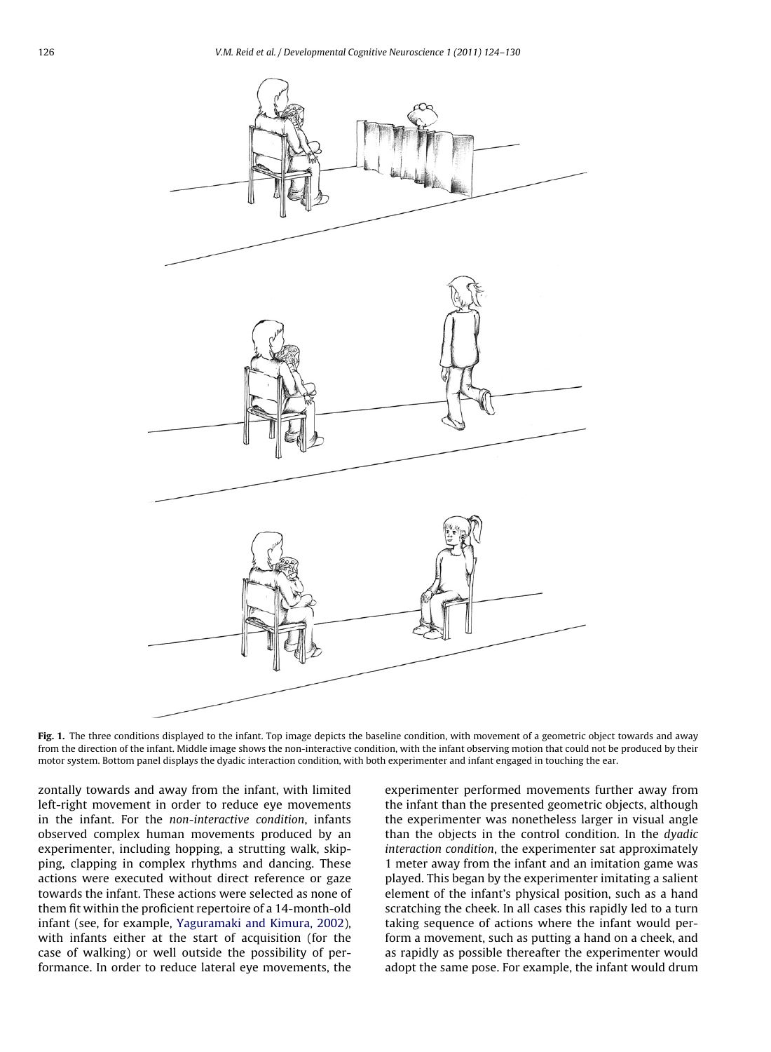**Fig. 1.** The three conditions displayed to the infant. Top image depicts the baseline condition, with movement of a geometric object towards and away from the direction of the infant. Middle image shows the non-interactive condition, with the infant observing motion that could not be produced by their motor system. Bottom panel displays the dyadic interaction condition, with both experimenter and infant engaged in touching the ear.

zontally towards and away from the infant, with limited left-right movement in order to reduce eye movements in the infant. For the *non-interactive condition*, infants observed complex human movements produced by an experimenter, including hopping, a strutting walk, skipping, clapping in complex rhythms and dancing. These actions were executed without direct reference or gaze towards the infant. These actions were selected as none of them fit within the proficient repertoire of a 14-month-old infant (see, for example, Yaguramaki and Kimura, 2002), with infants either at the start of acquisition (for the case of walking) or well outside the possibility of performance. In order to reduce lateral eye movements, the experimenter performed movements further away from the infant than the presented geometric objects, although the experimenter was nonetheless larger in visual angle than the objects in the control condition. In the *dyadic interaction condition*, the experimenter sat approximately 1 meter away from the infant and an imitation game was played. This began by the experimenter imitating a salient element of the infant's physical position, such as a hand scratching the cheek. In all cases this rapidly led to a turn taking sequence of actions where the infant would perform a movement, such as putting a hand on a cheek, and as rapidly as possible thereafter the experimenter would adopt the same pose. For example, the infant would drum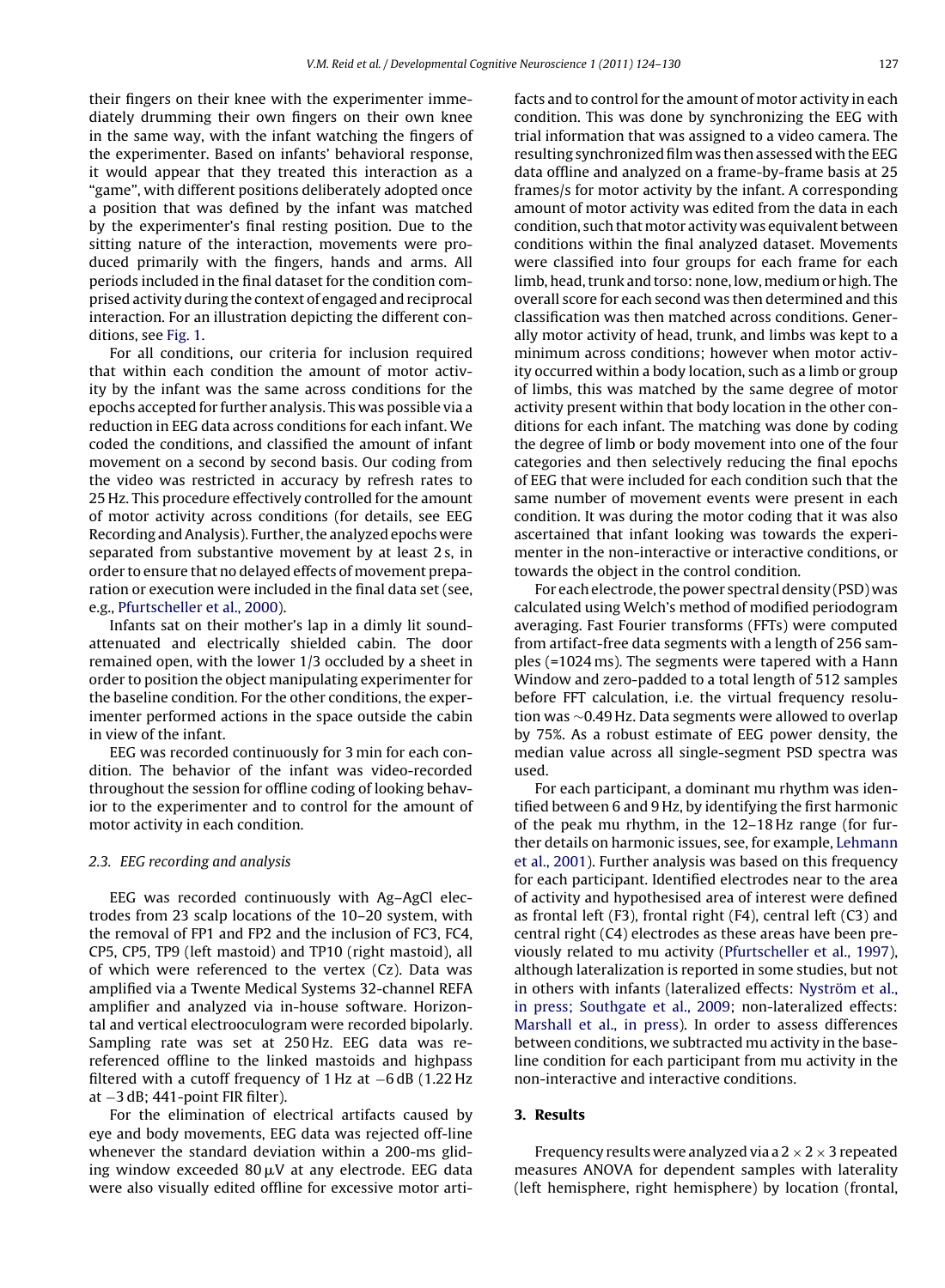their fingers on their knee with the experimenter immediately drumming their own fingers on their own knee in the same way, with the infant watching the fingers of the experimenter. Based on infants' behavioral response, it would appear that they treated this interaction as a "game", with different positions deliberately adopted once a position that was defined by the infant was matched by the experimenter's final resting position. Due to the sitting nature of the interaction, movements were produced primarily with the fingers, hands and arms. All periods included in the final dataset for the condition comprised activity during the context of engaged and reciprocal interaction. For an illustration depicting the different conditions, see Fig. 1.

For all conditions, our criteria for inclusion required that within each condition the amount of motor activity by the infant was the same across conditions for the epochs accepted for further analysis. This was possible via a reduction in EEG data across conditions for each infant. We coded the conditions, and classified the amount of infant movement on a second by second basis. Our coding from the video was restricted in accuracy by refresh rates to 25 Hz. This procedure effectively controlled for the amount of motor activity across conditions (for details, see EEG Recording and Analysis). Further, the analyzed epochs were separated from substantive movement by at least 2 s, in order to ensure that no delayed effects of movement preparation or execution were included in the final data set (see, e.g., Pfurtscheller et al., 2000).

Infants sat on their mother's lap in a dimly lit sound-attenuated and electrically shielded cabin. The door remained open, with the lower 1/3 occluded by a sheet in order to position the object manipulating experimenter for the baseline condition. For the other conditions, the experimenter performed actions in the space outside the cabin in view of the infant.

EEG was recorded continuously for 3 min for each condition. The behavior of the infant was video-recorded throughout the session for offline coding of looking behavior to the experimenter and to control for the amount of motor activity in each condition.

### 2.3. EEG recording and analysis

EEG was recorded continuously with Ag–AgCl electrodes from 23 scalp locations of the 10–20 system, with the removal of FP1 and FP2 and the inclusion of FC3, FC4, CP5, CP5, TP9 (left mastoid) and TP10 (right mastoid), all of which were referenced to the vertex (Cz). Data was amplified via a Twente Medical Systems 32-channel REFA amplifier and analyzed via in-house software. Horizontal and vertical electrooculogram were recorded bipolarly. Sampling rate was set at 250 Hz. EEG data was re-referenced offline to the linked mastoids and highpass filtered with a cutoff frequency of 1 Hz at −6 dB (1.22 Hz at −3 dB; 441-point FIR filter).

For the elimination of electrical artifacts caused by eye and body movements, EEG data was rejected off-line whenever the standard deviation within a 200-ms gliding window exceeded 80 μV at any electrode. EEG data were also visually edited offline for excessive motor artifacts and to control for the amount of motor activity in each condition. This was done by synchronizing the EEG with trial information that was assigned to a video camera. The resulting synchronized film was then assessed with the EEG data offline and analyzed on a frame-by-frame basis at 25 frames/s for motor activity by the infant. A corresponding amount of motor activity was edited from the data in each condition, such that motor activity was equivalent between conditions within the final analyzed dataset. Movements were classified into four groups for each frame for each limb, head, trunk and torso: none, low, medium or high. The overall score for each second was then determined and this classification was then matched across conditions. Generally motor activity of head, trunk, and limbs was kept to a minimum across conditions; however when motor activity occurred within a body location, such as a limb or group of limbs, this was matched by the same degree of motor activity present within that body location in the other conditions for each infant. The matching was done by coding the degree of limb or body movement into one of the four categories and then selectively reducing the final epochs of EEG that were included for each condition such that the same number of movement events were present in each condition. It was during the motor coding that it was also ascertained that infant looking was towards the experimenter in the non-interactive or interactive conditions, or towards the object in the control condition.

For each electrode, the power spectral density (PSD) was calculated using Welch's method of modified periodogram averaging. Fast Fourier transforms (FFTs) were computed from artifact-free data segments with a length of 256 samples (=1024 ms). The segments were tapered with a Hann Window and zero-padded to a total length of 512 samples before FFT calculation, i.e. the virtual frequency resolution was ~0.49 Hz. Data segments were allowed to overlap by 75%. As a robust estimate of EEG power density, the median value across all single-segment PSD spectra was used.

For each participant, a dominant mu rhythm was identified between 6 and 9 Hz, by identifying the first harmonic of the peak mu rhythm, in the 12–18 Hz range (for further details on harmonic issues, see, for example, Lehmann et al., 2001). Further analysis was based on this frequency for each participant. Identified electrodes near to the area of activity and hypothesised area of interest were defined as frontal left (F3), frontal right (F4), central left (C3) and central right (C4) electrodes as these areas have been previously related to mu activity (Pfurtscheller et al., 1997), although lateralization is reported in some studies, but not in others with infants (lateralized effects: Nyström et al., in press; Southgate et al., 2009; non-lateralized effects: Marshall et al., in press). In order to assess differences between conditions, we subtracted mu activity in the baseline condition for each participant from mu activity in the non-interactive and interactive conditions.

## 3. Results

Frequency results were analyzed via a 2 × 2 × 3 repeated measures ANOVA for dependent samples with laterality (left hemisphere, right hemisphere) by location (frontal,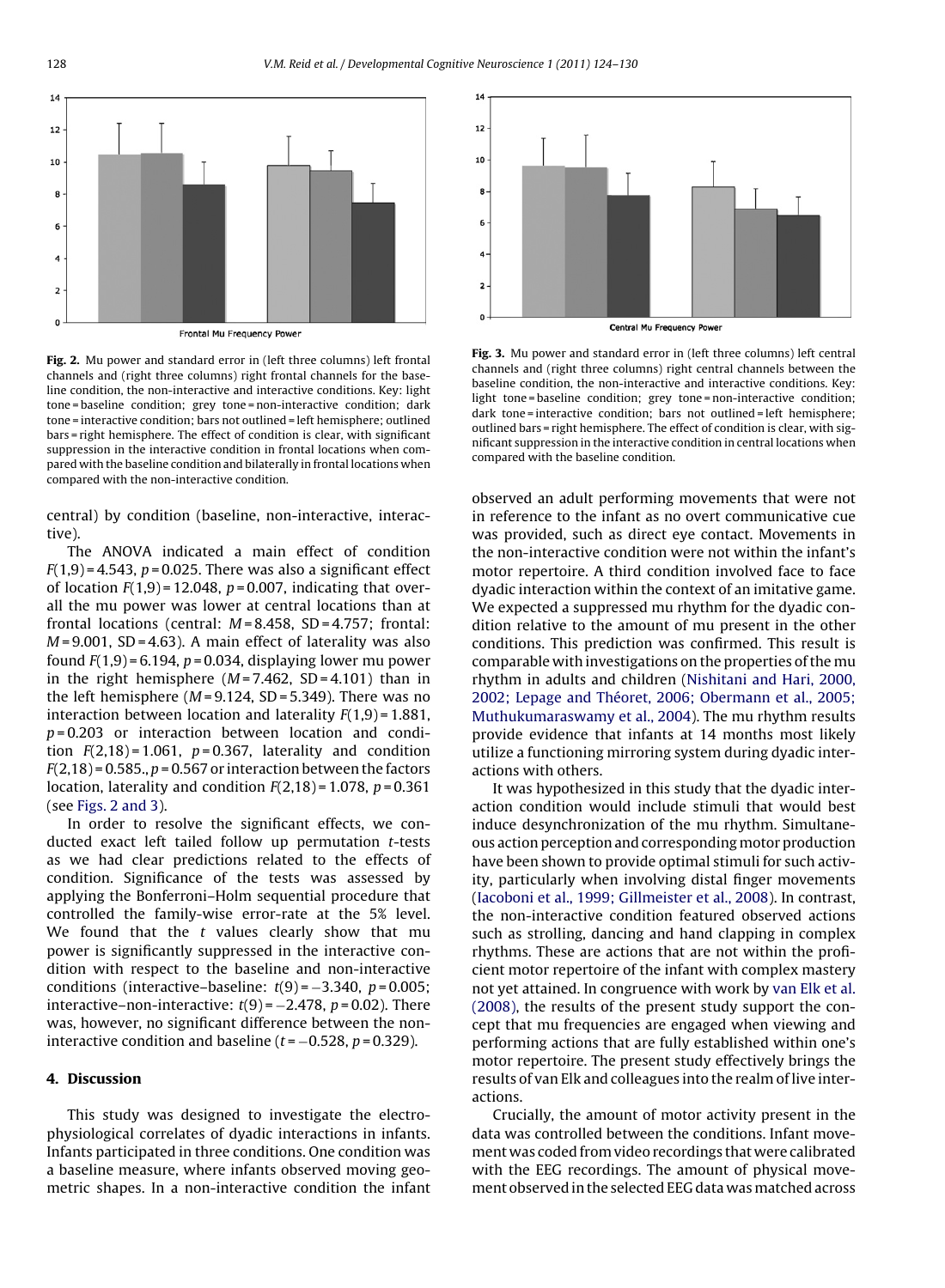Fig. 2. Mu power and standard error in (left three columns) left frontal channels and (right three columns) right frontal channels for the baseline condition, the non-interactive and interactive conditions. Key: light tone = baseline condition; grey tone = non-interactive condition; dark tone = interactive condition; bars not outlined = left hemisphere; outlined bars = right hemisphere. The effect of condition is clear, with significant suppression in the interactive condition in frontal locations when compared with the baseline condition and bilaterally in frontal locations when compared with the non-interactive condition.

Fig. 3. Mu power and standard error in (left three columns) left central channels and (right three columns) right central channels between the baseline condition, the non-interactive and interactive conditions. Key: light tone = baseline condition; grey tone = non-interactive condition; dark tone = interactive condition; bars not outlined = left hemisphere; outlined bars = right hemisphere. The effect of condition is clear, with significant suppression in the interactive condition in central locations when compared with the baseline condition.

central) by condition (baseline, non-interactive, interactive).

The ANOVA indicated a main effect of condition $F(1,9) = 4.543$, $p = 0.025$. There was also a significant effect of location $F(1,9) = 12.048$, $p = 0.007$, indicating that overall the mu power was lower at central locations than at frontal locations (central: $M = 8.458$, $SD = 4.757$; frontal: $M = 9.001$, $SD = 4.63$). A main effect of laterality was also found $F(1,9) = 6.194$, $p = 0.034$, displaying lower mu power in the right hemisphere ($M = 7.462$, $SD = 4.101$) than in the left hemisphere ($M = 9.124$, $SD = 5.349$). There was no interaction between location and laterality $F(1,9) = 1.881$, $p = 0.203$ or interaction between location and condition $F(2,18) = 1.061$, $p = 0.367$, laterality and condition $F(2,18) = 0.585.$, $p = 0.567$ or interaction between the factors location, laterality and condition $F(2,18) = 1.078$, $p = 0.361$ (see Figs. 2 and 3).

In order to resolve the significant effects, we conducted exact left tailed follow up permutation *t*-tests as we had clear predictions related to the effects of condition. Significance of the tests was assessed by applying the Bonferroni–Holm sequential procedure that controlled the family-wise error-rate at the 5% level. We found that the *t* values clearly show that mu power is significantly suppressed in the interactive condition with respect to the baseline and non-interactive conditions (interactive–baseline: $t(9) = -3.340$, $p = 0.005$; interactive–non-interactive: $t(9) = -2.478$, $p = 0.02$). There was, however, no significant difference between the non-interactive condition and baseline ($t = -0.528$, $p = 0.329$).

## 4. Discussion

This study was designed to investigate the electrophysiological correlates of dyadic interactions in infants. Infants participated in three conditions. One condition was a baseline measure, where infants observed moving geometric shapes. In a non-interactive condition the infant observed an adult performing movements that were not in reference to the infant as no overt communicative cue was provided, such as direct eye contact. Movements in the non-interactive condition were not within the infant's motor repertoire. A third condition involved face to face dyadic interaction within the context of an imitative game. We expected a suppressed mu rhythm for the dyadic condition relative to the amount of mu present in the other conditions. This prediction was confirmed. This result is comparable with investigations on the properties of the mu rhythm in adults and children (Nishitani and Hari, 2000, 2002; Lepage and Théoret, 2006; Obermann et al., 2005; Muthukumaraswamy et al., 2004). The mu rhythm results provide evidence that infants at 14 months most likely utilize a functioning mirroring system during dyadic interactions with others.

It was hypothesized in this study that the dyadic interaction condition would include stimuli that would best induce desynchronization of the mu rhythm. Simultaneous action perception and corresponding motor production have been shown to provide optimal stimuli for such activity, particularly when involving distal finger movements (Iacoboni et al., 1999; Gillmeister et al., 2008). In contrast, the non-interactive condition featured observed actions such as strolling, dancing and hand clapping in complex rhythms. These are actions that are not within the proficient motor repertoire of the infant with complex mastery not yet attained. In congruence with work by van Elk et al. (2008), the results of the present study support the concept that mu frequencies are engaged when viewing and performing actions that are fully established within one's motor repertoire. The present study effectively brings the results of van Elk and colleagues into the realm of live interactions.

Crucially, the amount of motor activity present in the data was controlled between the conditions. Infant movement was coded from video recordings that were calibrated with the EEG recordings. The amount of physical movement observed in the selected EEG data was matched across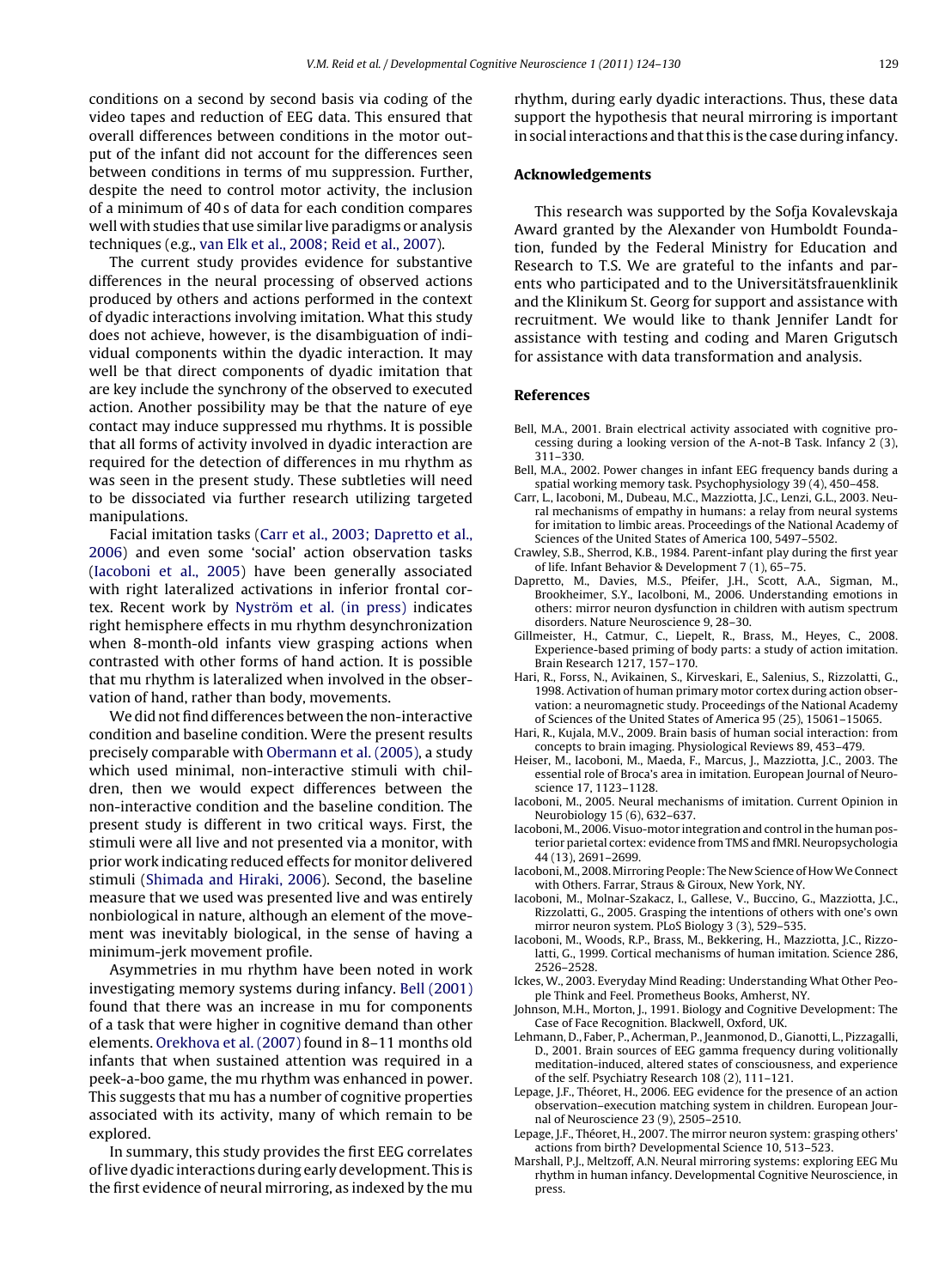conditions on a second by second basis via coding of the video tapes and reduction of EEG data. This ensured that overall differences between conditions in the motor output of the infant did not account for the differences seen between conditions in terms of mu suppression. Further, despite the need to control motor activity, the inclusion of a minimum of 40 s of data for each condition compares well with studies that use similar live paradigms or analysis techniques (e.g., van Elk et al., 2008; Reid et al., 2007).

The current study provides evidence for substantive differences in the neural processing of observed actions produced by others and actions performed in the context of dyadic interactions involving imitation. What this study does not achieve, however, is the disambiguation of individual components within the dyadic interaction. It may well be that direct components of dyadic imitation that are key include the synchrony of the observed to executed action. Another possibility may be that the nature of eye contact may induce suppressed mu rhythms. It is possible that all forms of activity involved in dyadic interaction are required for the detection of differences in mu rhythm as was seen in the present study. These subtleties will need to be dissociated via further research utilizing targeted manipulations.

Facial imitation tasks (Carr et al., 2003; Dapretto et al., 2006) and even some 'social' action observation tasks (Iacoboni et al., 2005) have been generally associated with right lateralized activations in inferior frontal cortex. Recent work by Nyström et al. (in press) indicates right hemisphere effects in mu rhythm desynchronization when 8-month-old infants view grasping actions when contrasted with other forms of hand action. It is possible that mu rhythm is lateralized when involved in the observation of hand, rather than body, movements.

We did not find differences between the non-interactive condition and baseline condition. Were the present results precisely comparable with Obermann et al. (2005), a study which used minimal, non-interactive stimuli with children, then we would expect differences between the non-interactive condition and the baseline condition. The present study is different in two critical ways. First, the stimuli were all live and not presented via a monitor, with prior work indicating reduced effects for monitor delivered stimuli (Shimada and Hiraki, 2006). Second, the baseline measure that we used was presented live and was entirely nonbiological in nature, although an element of the movement was inevitably biological, in the sense of having a minimum-jerk movement profile.

Asymmetries in mu rhythm have been noted in work investigating memory systems during infancy. Bell (2001) found that there was an increase in mu for components of a task that were higher in cognitive demand than other elements. Orekhova et al. (2007) found in 8–11 months old infants that when sustained attention was required in a peek-a-boo game, the mu rhythm was enhanced in power. This suggests that mu has a number of cognitive properties associated with its activity, many of which remain to be explored.

In summary, this study provides the first EEG correlates of live dyadic interactions during early development. This is the first evidence of neural mirroring, as indexed by the mu rhythm, during early dyadic interactions. Thus, these data support the hypothesis that neural mirroring is important in social interactions and that this is the case during infancy.

## Acknowledgements

This research was supported by the Sofja Kovalevskaja Award granted by the Alexander von Humboldt Foundation, funded by the Federal Ministry for Education and Research to T.S. We are grateful to the infants and parents who participated and to the Universitätsfrauenklinik and the Klinikum St. Georg for support and assistance with recruitment. We would like to thank Jennifer Landt for assistance with testing and coding and Maren Grigutsch for assistance with data transformation and analysis.

## References

Bell, M.A., 2001. Brain electrical activity associated with cognitive processing during a looking version of the A-not-B Task. Infancy 2 (3), 311–330.

Bell, M.A., 2002. Power changes in infant EEG frequency bands during a spatial working memory task. Psychophysiology 39 (4), 450–458.

Carr, L., Iacoboni, M., Dubeau, M.C., Mazziotta, J.C., Lenzi, G.L., 2003. Neural mechanisms of empathy in humans: a relay from neural systems for imitation to limbic areas. Proceedings of the National Academy of Sciences of the United States of America 100, 5497–5502.

Crawley, S.B., Sherrod, K.B., 1984. Parent-infant play during the first year of life. Infant Behavior & Development 7 (1), 65–75.

Dapretto, M., Davies, M.S., Pfeifer, J.H., Scott, A.A., Sigman, M., Brookheimer, S.Y., Iacolboni, M., 2006. Understanding emotions in others: mirror neuron dysfunction in children with autism spectrum disorders. Nature Neuroscience 9, 28–30.

Gillmeister, H., Catmur, C., Liepelt, R., Brass, M., Heyes, C., 2008. Experience-based priming of body parts: a study of action imitation. Brain Research 1217, 157–170.

Hari, R., Forss, N., Avikainen, S., Kirveskari, E., Salenius, S., Rizzolatti, G., 1998. Activation of human primary motor cortex during action observation: a neuromagnetic study. Proceedings of the National Academy of Sciences of the United States of America 95 (25), 15061–15065.

Hari, R., Kujala, M.V., 2009. Brain basis of human social interaction: from concepts to brain imaging. Physiological Reviews 89, 453–479.

Heiser, M., Iacoboni, M., Maeda, F., Marcus, J., Mazziotta, J.C., 2003. The essential role of Broca's area in imitation. European Journal of Neuroscience 17, 1123–1128.

Iacoboni, M., 2005. Neural mechanisms of imitation. Current Opinion in Neurobiology 15 (6), 632–637.

Iacoboni, M., 2006. Visuo-motor integration and control in the human posterior parietal cortex: evidence from TMS and fMRI. Neuropsychologia 44 (13), 2691–2699.

Iacoboni, M., 2008. Mirroring People: The New Science of How We Connect with Others. Farrar, Straus & Giroux, New York, NY.

Iacoboni, M., Molnar-Szakacz, I., Gallese, V., Buccino, G., Mazziotta, J.C., Rizzolatti, G., 2005. Grasping the intentions of others with one's own mirror neuron system. PLoS Biology 3 (3), 529–535.

Iacoboni, M., Woods, R.P., Brass, M., Bekkering, H., Mazziotta, J.C., Rizzolatti, G., 1999. Cortical mechanisms of human imitation. Science 286, 2526–2528.

Ickes, W., 2003. Everyday Mind Reading: Understanding What Other People Think and Feel. Prometheus Books, Amherst, NY.

Johnson, M.H., Morton, J., 1991. Biology and Cognitive Development: The Case of Face Recognition. Blackwell, Oxford, UK.

Lehmann, D., Faber, P., Acherman, P., Jeanmonod, D., Gianotti, L., Pizzagalli, D., 2001. Brain sources of EEG gamma frequency during volitionally meditation-induced, altered states of consciousness, and experience of the self. Psychiatry Research 108 (2), 111–121.

Lepage, J.F., Théoret, H., 2006. EEG evidence for the presence of an action observation–execution matching system in children. European Journal of Neuroscience 23 (9), 2505–2510.

Lepage, J.F., Théoret, H., 2007. The mirror neuron system: grasping others' actions from birth? Developmental Science 10, 513–523.

Marshall, P.J., Meltzoff, A.N. Neural mirroring systems: exploring EEG Mu rhythm in human infancy. Developmental Cognitive Neuroscience, in press.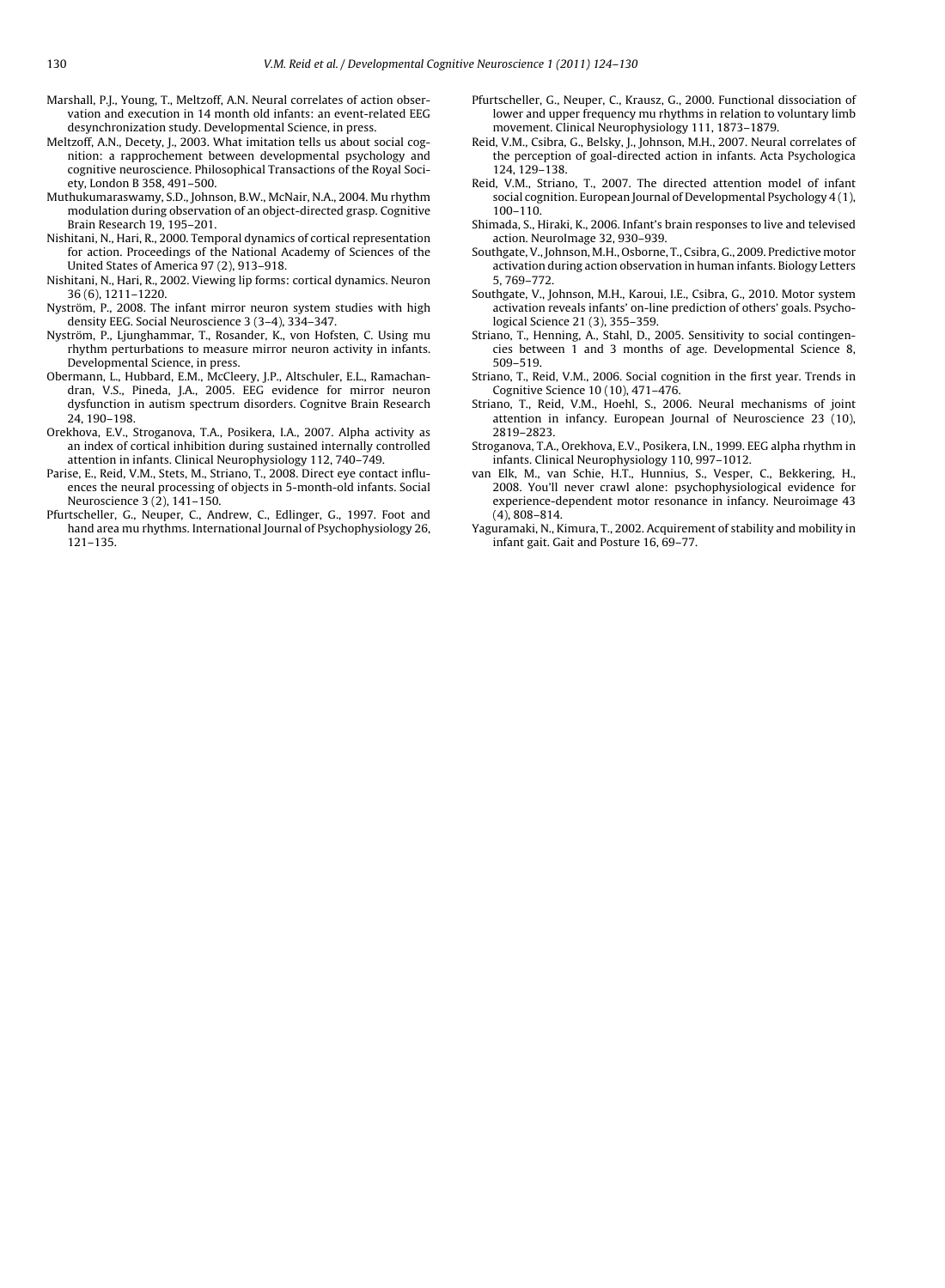Marshall, P.J., Young, T., Meltzoff, A.N. Neural correlates of action observation and execution in 14 month old infants: an event-related EEG desynchronization study. Developmental Science, in press.

Meltzoff, A.N., Decety, J., 2003. What imitation tells us about social cognition: a rapprochement between developmental psychology and cognitive neuroscience. Philosophical Transactions of the Royal Society, London B 358, 491–500.

Muthukumaraswamy, S.D., Johnson, B.W., McNair, N.A., 2004. Mu rhythm modulation during observation of an object-directed grasp. Cognitive Brain Research 19, 195–201.

Nishitani, N., Hari, R., 2000. Temporal dynamics of cortical representation for action. Proceedings of the National Academy of Sciences of the United States of America 97 (2), 913–918.

Nishitani, N., Hari, R., 2002. Viewing lip forms: cortical dynamics. Neuron 36 (6), 1211–1220.

Nyström, P., 2008. The infant mirror neuron system studies with high density EEG. Social Neuroscience 3 (3–4), 334–347.

Nyström, P., Ljunghammar, T., Rosander, K., von Hofsten, C. Using mu rhythm perturbations to measure mirror neuron activity in infants. Developmental Science, in press.

Obermann, L., Hubbard, E.M., McCleery, J.P., Altschuler, E.L., Ramachandran, V.S., Pineda, J.A., 2005. EEG evidence for mirror neuron dysfunction in autism spectrum disorders. Cognitve Brain Research 24, 190–198.

Orekhova, E.V., Stroganova, T.A., Posikera, I.A., 2007. Alpha activity as an index of cortical inhibition during sustained internally controlled attention in infants. Clinical Neurophysiology 112, 740–749.

Parise, E., Reid, V.M., Stets, M., Striano, T., 2008. Direct eye contact influences the neural processing of objects in 5-month-old infants. Social Neuroscience 3 (2), 141–150.

Pfurtscheller, G., Neuper, C., Andrew, C., Edlinger, G., 1997. Foot and hand area mu rhythms. International Journal of Psychophysiology 26, 121–135.

Pfurtscheller, G., Neuper, C., Krausz, G., 2000. Functional dissociation of lower and upper frequency mu rhythms in relation to voluntary limb movement. Clinical Neurophysiology 111, 1873–1879.

Reid, V.M., Csibra, G., Belsky, J., Johnson, M.H., 2007. Neural correlates of the perception of goal-directed action in infants. Acta Psychologica 124, 129–138.

Reid, V.M., Striano, T., 2007. The directed attention model of infant social cognition. European Journal of Developmental Psychology 4 (1), 100–110.

Shimada, S., Hiraki, K., 2006. Infant's brain responses to live and televised action. NeuroImage 32, 930–939.

Southgate, V., Johnson, M.H., Osborne, T., Csibra, G., 2009. Predictive motor activation during action observation in human infants. Biology Letters 5, 769–772.

Southgate, V., Johnson, M.H., Karoui, I.E., Csibra, G., 2010. Motor system activation reveals infants' on-line prediction of others' goals. Psychological Science 21 (3), 355–359.

Striano, T., Henning, A., Stahl, D., 2005. Sensitivity to social contingencies between 1 and 3 months of age. Developmental Science 8, 509–519.

Striano, T., Reid, V.M., 2006. Social cognition in the first year. Trends in Cognitive Science 10 (10), 471–476.

Striano, T., Reid, V.M., Hoehl, S., 2006. Neural mechanisms of joint attention in infancy. European Journal of Neuroscience 23 (10), 2819–2823.

Stroganova, T.A., Orekhova, E.V., Posikera, I.N., 1999. EEG alpha rhythm in infants. Clinical Neurophysiology 110, 997–1012.

van Elk, M., van Schie, H.T., Hunnius, S., Vesper, C., Bekkering, H., 2008. You'll never crawl alone: psychophysiological evidence for experience-dependent motor resonance in infancy. Neuroimage 43 (4), 808–814.

Yaguramaki, N., Kimura, T., 2002. Acquirement of stability and mobility in infant gait. Gait and Posture 16, 69–77.